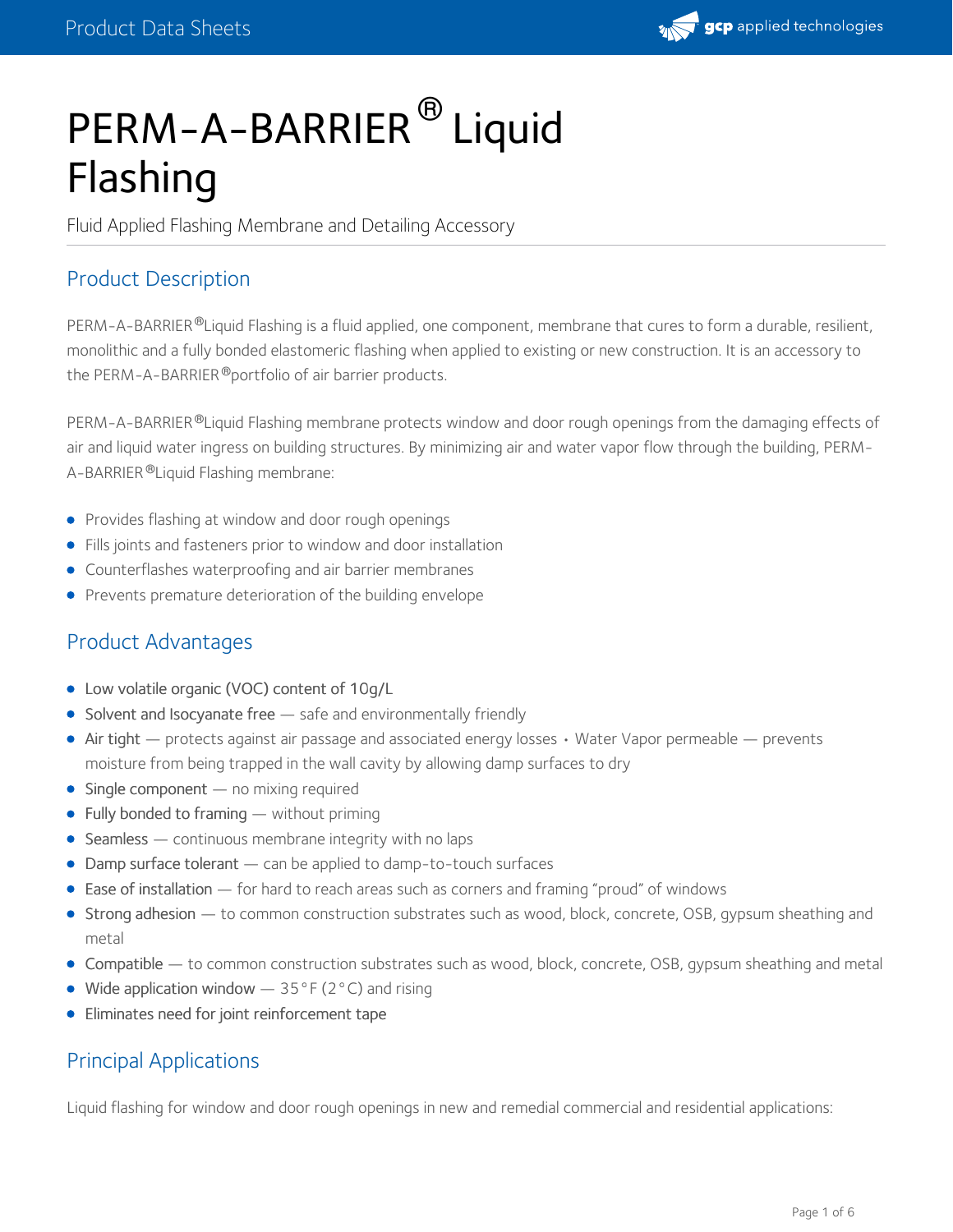# PERM-A-BARRIER® Liquid Flashing

Fluid Applied Flashing Membrane and Detailing Accessory

## Product Description

PERM-A-BARRIER®Liquid Flashing is a fluid applied, one component, membrane that cures to form a durable, resilient, monolithic and a fully bonded elastomeric flashing when applied to existing or new construction. It is an accessory to the PERM-A-BARRIER®portfolio of air barrier products.

PERM-A-BARRIER®Liquid Flashing membrane protects window and door rough openings from the damaging effects of air and liquid water ingress on building structures. By minimizing air and water vapor flow through the building, PERM-A-BARRIER®Liquid Flashing membrane:

- Provides flashing at window and door rough openings
- Fills joints and fasteners prior to window and door installation
- Counterflashes waterproofing and air barrier membranes
- Prevents premature deterioration of the building envelope

## Product Advantages

- Low volatile organic (VOC) content of 10g/L
- Solvent and Isocyanate free — safe and environmentally friendly
- Air tight — protects against air passage and associated energy losses • Water Vapor permeable — prevents moisture from being trapped in the wall cavity by allowing damp surfaces to dry
- Single component — no mixing required
- Fully bonded to framing — without priming
- Seamless — continuous membrane integrity with no laps
- Damp surface tolerant — can be applied to damp-to-touch surfaces
- Ease of installation — for hard to reach areas such as corners and framing "proud" of windows
- Strong adhesion — to common construction substrates such as wood, block, concrete, OSB, gypsum sheathing and metal
- Compatible — to common construction substrates such as wood, block, concrete, OSB, gypsum sheathing and metal
- Wide application window — 35°F (2°C) and rising
- Eliminates need for joint reinforcement tape

## Principal Applications

Liquid flashing for window and door rough openings in new and remedial commercial and residential applications: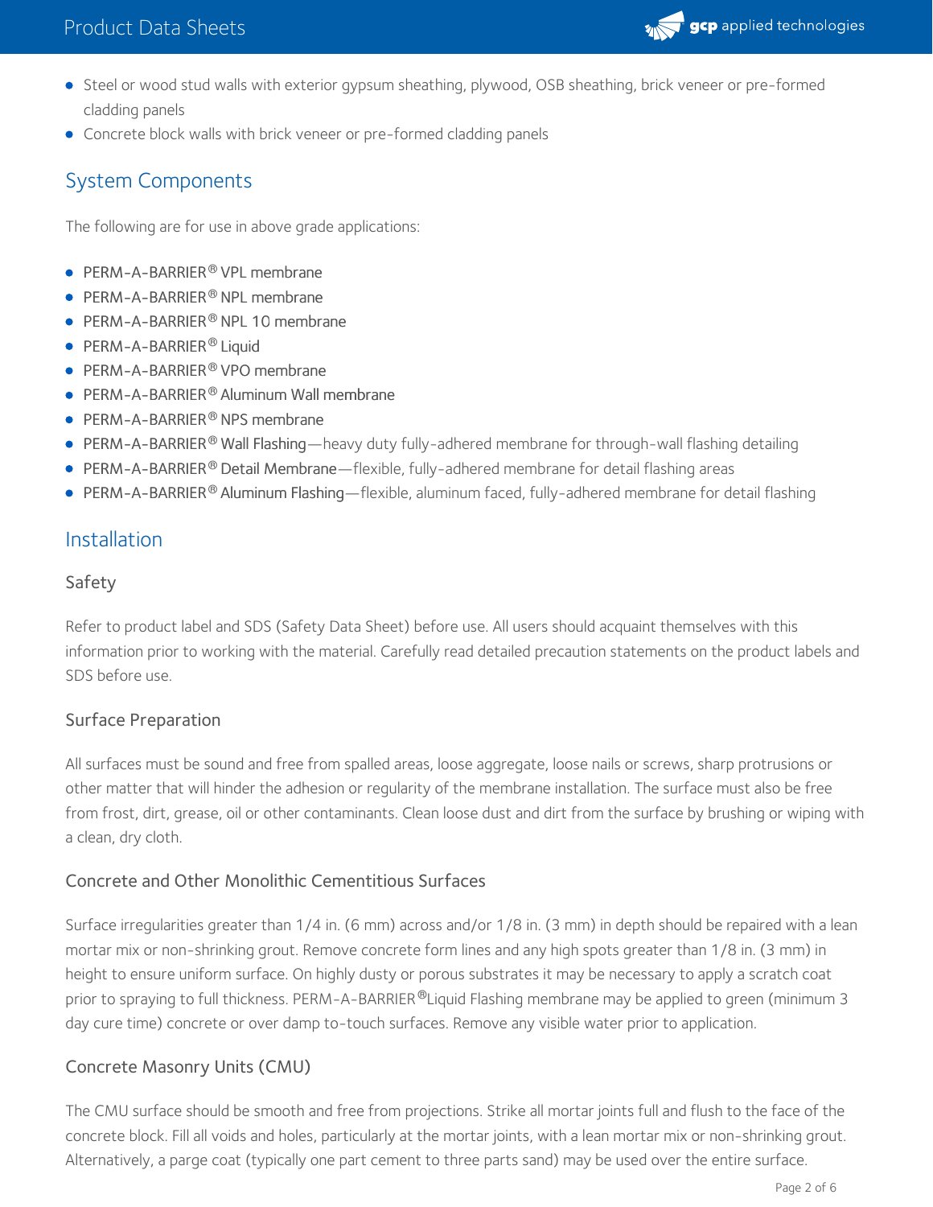- Steel or wood stud walls with exterior gypsum sheathing, plywood, OSB sheathing, brick veneer or pre-formed cladding panels
- Concrete block walls with brick veneer or pre-formed cladding panels

## System Components

The following are for use in above grade applications:

- PERM-A-BARRIER® VPL membrane
- PERM-A-BARRIER® NPL membrane
- PERM-A-BARRIER® NPL 10 membrane
- PERM-A-BARRIER® Liquid
- PERM-A-BARRIER® VPO membrane
- PERM-A-BARRIER® Aluminum Wall membrane
- PERM-A-BARRIER® NPS membrane
- PERM-A-BARRIER® Wall Flashing—heavy duty fully-adhered membrane for through-wall flashing detailing
- PERM-A-BARRIER® Detail Membrane—flexible, fully-adhered membrane for detail flashing areas
- PERM-A-BARRIER® Aluminum Flashing—flexible, aluminum faced, fully-adhered membrane for detail flashing

## Installation

### Safety

Refer to product label and SDS (Safety Data Sheet) before use. All users should acquaint themselves with this information prior to working with the material. Carefully read detailed precaution statements on the product labels and SDS before use.

### Surface Preparation

All surfaces must be sound and free from spalled areas, loose aggregate, loose nails or screws, sharp protrusions or other matter that will hinder the adhesion or regularity of the membrane installation. The surface must also be free from frost, dirt, grease, oil or other contaminants. Clean loose dust and dirt from the surface by brushing or wiping with a clean, dry cloth.

### Concrete and Other Monolithic Cementitious Surfaces

Surface irregularities greater than 1/4 in. (6 mm) across and/or 1/8 in. (3 mm) in depth should be repaired with a lean mortar mix or non-shrinking grout. Remove concrete form lines and any high spots greater than 1/8 in. (3 mm) in height to ensure uniform surface. On highly dusty or porous substrates it may be necessary to apply a scratch coat prior to spraying to full thickness. PERM-A-BARRIER® Liquid Flashing membrane may be applied to green (minimum 3 day cure time) concrete or over damp to-touch surfaces. Remove any visible water prior to application.

### Concrete Masonry Units (CMU)

The CMU surface should be smooth and free from projections. Strike all mortar joints full and flush to the face of the concrete block. Fill all voids and holes, particularly at the mortar joints, with a lean mortar mix or non-shrinking grout. Alternatively, a parge coat (typically one part cement to three parts sand) may be used over the entire surface.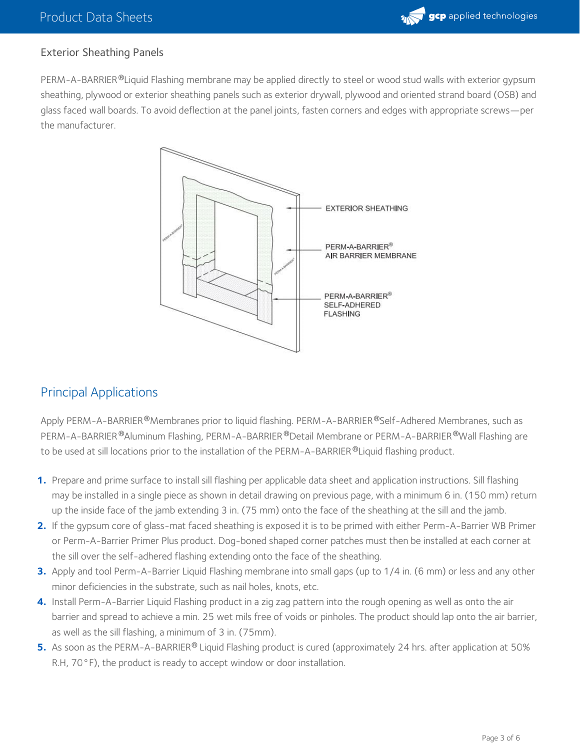### Exterior Sheathing Panels

PERM-A-BARRIER®Liquid Flashing membrane may be applied directly to steel or wood stud walls with exterior gypsum sheathing, plywood or exterior sheathing panels such as exterior drywall, plywood and oriented strand board (OSB) and glass faced wall boards. To avoid deflection at the panel joints, fasten corners and edges with appropriate screws—per the manufacturer.

EXTERIOR SHEATHING

PERM-A-BARRIER® AIR BARRIER MEMBRANE

PERM-A-BARRIER® SELF-ADHERED FLASHING

## Principal Applications

Apply PERM-A-BARRIER®Membranes prior to liquid flashing. PERM-A-BARRIER®Self-Adhered Membranes, such as PERM-A-BARRIER®Aluminum Flashing, PERM-A-BARRIER®Detail Membrane or PERM-A-BARRIER®Wall Flashing are to be used at sill locations prior to the installation of the PERM-A-BARRIER®Liquid flashing product.

1. Prepare and prime surface to install sill flashing per applicable data sheet and application instructions. Sill flashing may be installed in a single piece as shown in detail drawing on previous page, with a minimum 6 in. (150 mm) return up the inside face of the jamb extending 3 in. (75 mm) onto the face of the sheathing at the sill and the jamb.
2. If the gypsum core of glass-mat faced sheathing is exposed it is to be primed with either Perm-A-Barrier WB Primer or Perm-A-Barrier Primer Plus product. Dog-boned shaped corner patches must then be installed at each corner at the sill over the self-adhered flashing extending onto the face of the sheathing.
3. Apply and tool Perm-A-Barrier Liquid Flashing membrane into small gaps (up to 1/4 in. (6 mm) or less and any other minor deficiencies in the substrate, such as nail holes, knots, etc.
4. Install Perm-A-Barrier Liquid Flashing product in a zig zag pattern into the rough opening as well as onto the air barrier and spread to achieve a min. 25 wet mils free of voids or pinholes. The product should lap onto the air barrier, as well as the sill flashing, a minimum of 3 in. (75mm).
5. As soon as the PERM-A-BARRIER® Liquid Flashing product is cured (approximately 24 hrs. after application at 50% R.H, 70°F), the product is ready to accept window or door installation.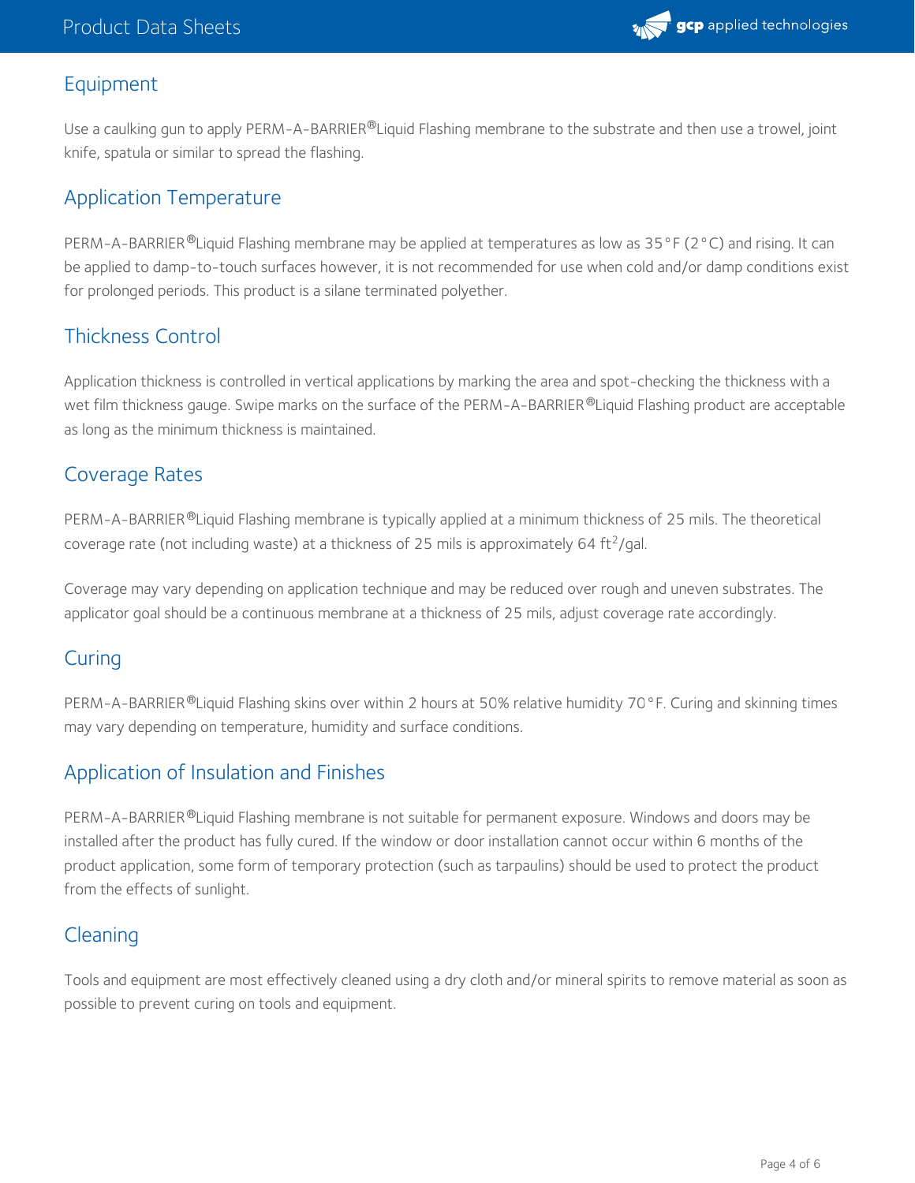## Equipment

Use a caulking gun to apply PERM-A-BARRIER®Liquid Flashing membrane to the substrate and then use a trowel, joint knife, spatula or similar to spread the flashing.

## Application Temperature

PERM-A-BARRIER®Liquid Flashing membrane may be applied at temperatures as low as 35°F (2°C) and rising. It can be applied to damp-to-touch surfaces however, it is not recommended for use when cold and/or damp conditions exist for prolonged periods. This product is a silane terminated polyether.

## Thickness Control

Application thickness is controlled in vertical applications by marking the area and spot-checking the thickness with a wet film thickness gauge. Swipe marks on the surface of the PERM-A-BARRIER®Liquid Flashing product are acceptable as long as the minimum thickness is maintained.

## Coverage Rates

PERM-A-BARRIER®Liquid Flashing membrane is typically applied at a minimum thickness of 25 mils. The theoretical coverage rate (not including waste) at a thickness of 25 mils is approximately 64 $ft^2$/gal.

Coverage may vary depending on application technique and may be reduced over rough and uneven substrates. The applicator goal should be a continuous membrane at a thickness of 25 mils, adjust coverage rate accordingly.

## Curing

PERM-A-BARRIER®Liquid Flashing skins over within 2 hours at 50% relative humidity 70°F. Curing and skinning times may vary depending on temperature, humidity and surface conditions.

## Application of Insulation and Finishes

PERM-A-BARRIER®Liquid Flashing membrane is not suitable for permanent exposure. Windows and doors may be installed after the product has fully cured. If the window or door installation cannot occur within 6 months of the product application, some form of temporary protection (such as tarpaulins) should be used to protect the product from the effects of sunlight.

## Cleaning

Tools and equipment are most effectively cleaned using a dry cloth and/or mineral spirits to remove material as soon as possible to prevent curing on tools and equipment.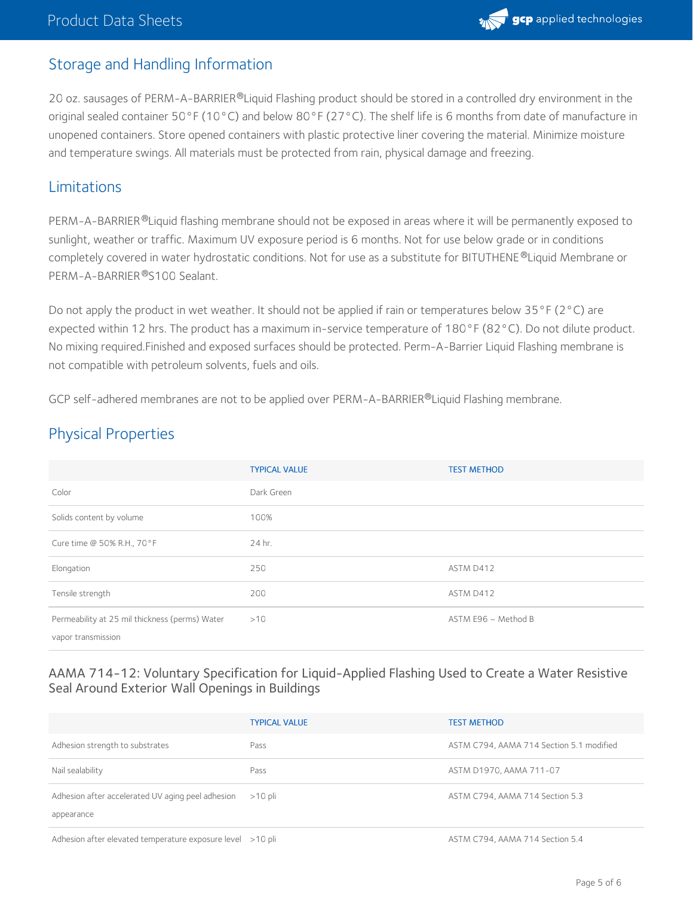## Storage and Handling Information

20 oz. sausages of PERM-A-BARRIER®Liquid Flashing product should be stored in a controlled dry environment in the original sealed container 50°F (10°C) and below 80°F (27°C). The shelf life is 6 months from date of manufacture in unopened containers. Store opened containers with plastic protective liner covering the material. Minimize moisture and temperature swings. All materials must be protected from rain, physical damage and freezing.

## Limitations

PERM-A-BARRIER®Liquid flashing membrane should not be exposed in areas where it will be permanently exposed to sunlight, weather or traffic. Maximum UV exposure period is 6 months. Not for use below grade or in conditions completely covered in water hydrostatic conditions. Not for use as a substitute for BITUTHENE®Liquid Membrane or PERM-A-BARRIER®S100 Sealant.

Do not apply the product in wet weather. It should not be applied if rain or temperatures below 35°F (2°C) are expected within 12 hrs. The product has a maximum in-service temperature of 180°F (82°C). Do not dilute product. No mixing required.Finished and exposed surfaces should be protected. Perm-A-Barrier Liquid Flashing membrane is not compatible with petroleum solvents, fuels and oils.

GCP self-adhered membranes are not to be applied over PERM-A-BARRIER®Liquid Flashing membrane.

## Physical Properties

| | TYPICAL VALUE | TEST METHOD |
|---|---|---|
| Color | Dark Green | |
| Solids content by volume | 100% | |
| Cure time @ 50% R.H., 70°F | 24 hr. | |
| Elongation | 250 | ASTM D412 |
| Tensile strength | 200 | ASTM D412 |
| Permeability at 25 mil thickness (perms) Water vapor transmission | >10 | ASTM E96 – Method B |

### AAMA 714-12: Voluntary Specification for Liquid-Applied Flashing Used to Create a Water Resistive Seal Around Exterior Wall Openings in Buildings

| | TYPICAL VALUE | TEST METHOD |
|---|---|---|
| Adhesion strength to substrates | Pass | ASTM C794, AAMA 714 Section 5.1 modified |
| Nail sealability | Pass | ASTM D1970, AAMA 711-07 |
| Adhesion after accelerated UV aging peel adhesion appearance | >10 pli | ASTM C794, AAMA 714 Section 5.3 |
| Adhesion after elevated temperature exposure level | >10 pli | ASTM C794, AAMA 714 Section 5.4 |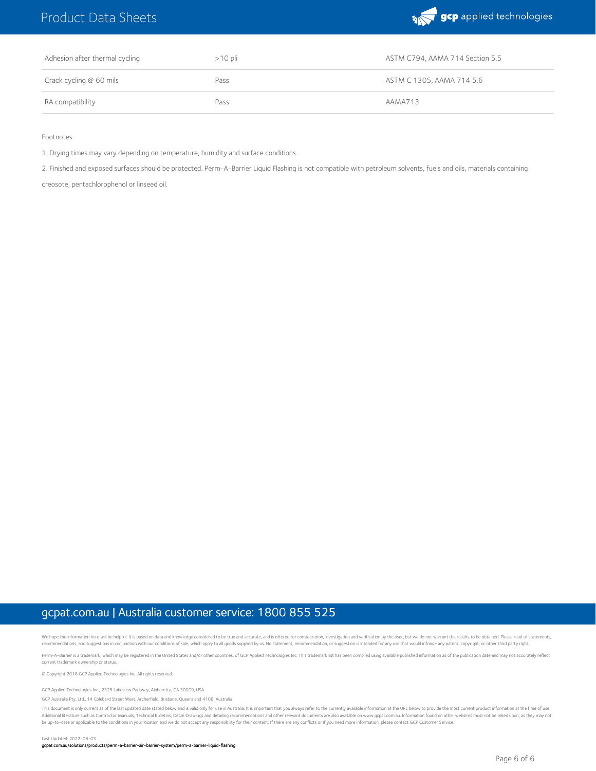| | | |
|---|---|---|
| Adhesion after thermal cycling | >10 pli | ASTM C794, AAMA 714 Section 5.5 |
| Crack cycling @ 60 mils | Pass | ASTM C 1305, AAMA 714 5.6 |
| RA compatibility | Pass | AAMA713 |

Footnotes:

1. Drying times may vary depending on temperature, humidity and surface conditions.

2. Finished and exposed surfaces should be protected. Perm-A-Barrier Liquid Flashing is not compatible with petroleum solvents, fuels and oils, materials containing creosote, pentachlorophenol or linseed oil.

gcpat.com.au | Australia customer service: 1800 855 525

We hope the information here will be helpful. It is based on data and knowledge considered to be true and accurate, and is offered for consideration, investigation and verification by the user, but we do not warrant the results to be obtained. Please read all statements, recommendations, and suggestions in conjunction with our conditions of sale, which apply to all goods supplied by us. No statement, recommendation, or suggestion is intended for any use that would infringe any patent, copyright, or other third party right.

Perm-A-Barrier is a trademark, which may be registered in the United States and/or other countries, of GCP Applied Technologies Inc. This trademark list has been compiled using available published information as of the publication date and may not accurately reflect current trademark ownership or status.

© Copyright 2018 GCP Applied Technologies Inc. All rights reserved.

GCP Applied Technologies Inc., 2325 Lakeview Parkway, Alpharetta, GA 30009, USA

GCP Australia Pty. Ltd., 14 Colebard Street West, Archerfield, Brisbane, Queensland 4108, Australia

This document is only current as of the last updated date stated below and is valid only for use in Australia. It is important that you always refer to the currently available information at the URL below to provide the most current product information at the time of use. Additional literature such as Contractor Manuals, Technical Bulletins, Detail Drawings and detailing recommendations and other relevant documents are also available on www.gcpat.com.au. Information found on other websites must not be relied upon, as they may not be up-to-date or applicable to the conditions in your location and we do not accept any responsibility for their content. If there are any conflicts or if you need more information, please contact GCP Customer Service.

Last Updated: 2022-06-03

gcpat.com.au/solutions/products/perm-a-barrier-air-barrier-system/perm-a-barrier-liquid-flashing